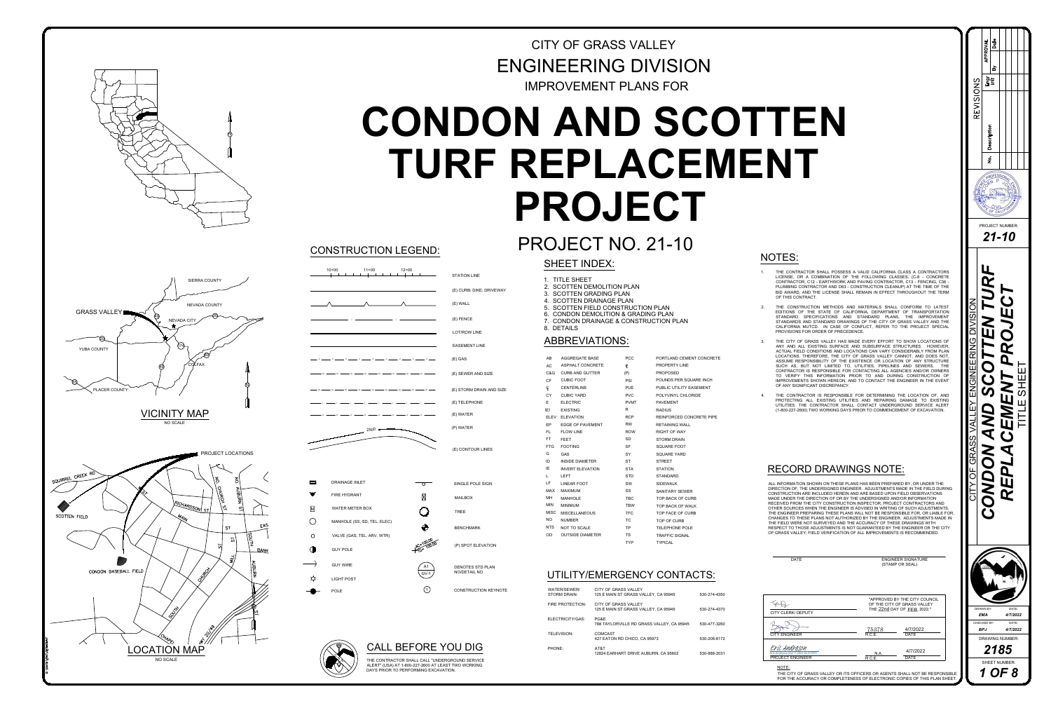# CITY OF GRASS VALLEY
## ENGINEERING DIVISION
### IMPROVEMENT PLANS FOR

# CONDON AND SCOTTEN TURF REPLACEMENT PROJECT

## PROJECT NO. 21-10

### SHEET INDEX:

1. TITLE SHEET
2. SCOTTEN DEMOLITION PLAN
3. SCOTTEN GRADING PLAN
4. SCOTTEN DRAINAGE PLAN
5. SCOTTEN FIELD CONSTRUCTION PLAN
6. CONDON DEMOLITION & GRADING PLAN
7. CONDON DRAINAGE & CONSTRUCTION PLAN
8. DETAILS

### ABBREVIATIONS:

| | | | |
|---|---|---|---|
| AB | AGGREGATE BASE | PCC | PORTLAND CEMENT CONCRETE |
| AC | ASPHALT CONCRETE | ℓ | PROPERTY LINE |
| C&G | CURB AND GUTTER | (P) | PROPOSED |
| CF | CUBIC FOOT | PSI | POUNDS PER SQUARE INCH |
| ℄ | CENTERLINE | PUE | PUBLIC UTILITY EASEMENT |
| CY | CUBIC YARD | PVC | POLYVINYL CHLORIDE |
| E | ELECTRIC | PVMT | PAVEMENT |
| (E) | EXISTING | R | RADIUS |
| ELEV | ELEVATION | RCP | REINFORCED CONCRETE PIPE |
| EP | EDGE OF PAVEMENT | RW | RETAINING WALL |
| FL | FLOW LINE | ROW | RIGHT OF WAY |
| FT | FEET | SD | STORM DRAIN |
| FTG | FOOTING | SF | SQUARE FOOT |
| G | GAS | SY | SQUARE YARD |
| ID | INSIDE DIAMETER | ST | STREET |
| IE | INVERT ELEVATION | STA | STATION |
| L | LEFT | STD | STANDARD |
| LF | LINEAR FOOT | SW | SIDEWALK |
| MAX | MAXIMUM | SS | SANITARY SEWER |
| MH | MANHOLE | TBC | TOP BACK OF CURB |
| MIN | MINIMUM | TBW | TOP BACK OF WALK |
| MISC | MISCELLANEOUS | TFC | TOP FACE OF CURB |
| NO | NUMBER | TC | TOP OF CURB |
| NTS | NOT TO SCALE | TP | TELEPHONE POLE |
| OD | OUTSIDE DIAMETER | TS | TRAFFIC SIGNAL |
| | | TYP | TYPICAL |

### CONSTRUCTION LEGEND:

- STATION LINE (10+00, 11+00, 12+00)
- (E) CURB, DIKE, DRIVEWAY
- (E) WALL
- (E) FENCE
- LOT/ROW LINE
- EASEMENT LINE
- (E) GAS
- (E) SEWER AND SIZE
- (E) STORM DRAIN AND SIZE
- (E) TELEPHONE
- (E) WATER
- (P) WATER
- (E) CONTOUR LINES (2500)
- DRAINAGE INLET
- FIRE HYDRANT
- WATER METER BOX
- MANHOLE (SS, SD, TEL, ELEC)
- VALVE (GAS, TEL, ARV, WTR)
- GUY POLE
- GUY WIRE
- LIGHT POST
- POLE
- SINGLE POLE SIGN
- MAILBOX
- TREE
- BENCHMARK
- (P) SPOT ELEVATION
- DENOTES STD PLAN NO/DETAIL NO (A1 / GV-1)
- CONSTRUCTION KEYNOTE (1)

### VICINITY MAP
NO SCALE

GRASS VALLEY, SIERRA COUNTY, NEVADA COUNTY, NEVADA CITY, YUBA COUNTY, COLFAX, PLACER COUNTY

### LOCATION MAP
NO SCALE

PROJECT LOCATIONS, SQUIRREL CREEK RD, SCOTTEN FIELD, CONDON BASEBALL FIELD, RICHARDSON ST, MAIN, CHURCH, AUBURN ST, SOUTH, BANK, MILL, HWY 20/49

### CALL BEFORE YOU DIG

THE CONTRACTOR SHALL CALL "UNDERGROUND SERVICE ALERT" (USA) AT 1-800-227-2600 AT LEAST TWO WORKING DAYS PRIOR TO PERFORMING EXCAVATION.

### UTILITY/EMERGENCY CONTACTS:

| | | |
|---|---|---|
| WATER/SEWER/ STORM DRAIN: | CITY OF GRASS VALLEY 125 E MAIN ST GRASS VALLEY, CA 95945 | 530-274-4350 |
| FIRE PROTECTION: | CITY OF GRASS VALLEY 125 E MAIN ST GRASS VALLEY, CA 95945 | 530-274-4370 |
| ELECTRICITY/GAS: | PG&E 788 TAYLORVILLE RD GRASS VALLEY, CA 95945 | 530-477-3260 |
| TELEVISION: | COMCAST 427 EATON RD CHICO, CA 95973 | 530-206-6172 |
| PHONE: | AT&T 12624 EARHART DRIVE AUBURN, CA 95602 | 530-888-2031 |

### NOTES:

1. THE CONTRACTOR SHALL POSSESS A VALID CALIFORNIA CLASS A CONTRACTORS LICENSE, OR A COMBINATION OF THE FOLLOWING CLASSES, (C-8 - CONCRETE CONTRACTOR, C12 - EARTHWORK AND PAVING CONTRACTOR, C13 - FENCING, C36 - PLUMBING CONTRACTOR AND D63 - CONSTRUCTION CLEANUP) AT THE TIME OF THE BID AWARD, AND THE LICENSE SHALL REMAIN IN EFFECT THROUGHOUT THE TERM OF THIS CONTRACT.
2. THE CONSTRUCTION METHODS AND MATERIALS SHALL CONFORM TO LATEST EDITIONS OF THE STATE OF CALIFORNIA, DEPARTMENT OF TRANSPORTATION STANDARD SPECIFICATIONS AND STANDARD PLANS, THE IMPROVEMENT STANDARDS AND STANDARD DRAWINGS OF THE CITY OF GRASS VALLEY AND THE CALIFORNIA MUTCD. IN CASE OF CONFLICT, REFER TO THE PROJECT SPECIAL PROVISIONS FOR ORDER OF PRECEDENCE.
3. THE CITY OF GRASS VALLEY HAS MADE EVERY EFFORT TO SHOW LOCATIONS OF ANY AND ALL EXISTING SURFACE AND SUBSURFACE STRUCTURES. HOWEVER, ACTUAL FIELD CONDITIONS AND LOCATIONS CAN VARY CONSIDERABLY FROM PLAN LOCATIONS. THEREFORE, THE CITY OF GRASS VALLEY CANNOT, AND DOES NOT, ASSUME RESPONSIBILITY OF THE EXISTENCE OR LOCATION OF ANY STRUCTURE SUCH AS, BUT NOT LIMITED TO, UTILITIES, PIPELINES AND SEWERS. THE CONTRACTOR IS RESPONSIBLE FOR CONTACTING ALL AGENCIES AND/OR OWNERS TO VERIFY THIS INFORMATION PRIOR TO AND DURING CONSTRUCTION OF IMPROVEMENTS SHOWN HEREON, AND TO CONTACT THE ENGINEER IN THE EVENT OF ANY SIGNIFICANT DISCREPANCY.
4. THE CONTRACTOR IS RESPONSIBLE FOR DETERMINING THE LOCATION OF, AND PROTECTING ALL EXISTING UTILITIES AND REPAIRING DAMAGE TO EXISTING UTILITIES. THE CONTRACTOR SHALL CONTACT UNDERGROUND SERVICE ALERT (1-800-227-2600) TWO WORKING DAYS PRIOR TO COMMENCEMENT OF EXCAVATION.

### RECORD DRAWINGS NOTE:

ALL INFORMATION SHOWN ON THESE PLANS HAS BEEN PREPARED BY, OR UNDER THE DIRECTION OF, THE UNDERSIGNED ENGINEER. ADJUSTMENTS MADE IN THE FIELD DURING CONSTRUCTION ARE INCLUDED HEREIN AND ARE BASED UPON FIELD OBSERVATIONS MADE UNDER THE DIRECTION OF OR BY THE UNDERSIGNED AND/OR INFORMATION RECEIVED FROM THE CITY CONSTRUCTION INSPECTOR, PROJECT CONTRACTORS AND OTHER SOURCES WHEN THE ENGINEER IS ADVISED IN WRITING OF SUCH ADJUSTMENTS. THE ENGINEER PREPARING THESE PLANS WILL NOT BE RESPONSIBLE FOR, OR LIABLE FOR, CHANGES TO THESE PLANS NOT AUTHORIZED BY THE ENGINEER. ADJUSTMENTS MADE IN THE FIELD WERE NOT SURVEYED AND THE ACCURACY OF THESE DRAWINGS WITH RESPECT TO THOSE ADJUSTMENTS IS NOT GUARANTEED BY THE ENGINEER OR THE CITY OF GRASS VALLEY; FIELD VERIFICATION OF ALL IMPROVEMENTS IS RECOMMENDED.

DATE — ENGINEER SIGNATURE (STAMP OR SEAL)

"APPROVED BY THE CITY COUNCIL OF THE CITY OF GRASS VALLEY THE 22nd DAY OF FEB 2022."

| | | |
|---|---|---|
| CITY CLERK/ DEPUTY | | |
| CITY ENGINEER | 75378 R.C.E. | 4/7/2022 DATE |
| Eric Andreson — PROJECT ENGINEER | N.A. R.C.E. | 4/7/2022 DATE |

NOTE:
THE CITY OF GRASS VALLEY OR ITS OFFICERS OR AGENTS SHALL NOT BE RESPONSIBLE FOR THE ACCURACY OR COMPLETENESS OF ELECTRONIC COPIES OF THIS PLAN SHEET.

---

REVISIONS

| No. | Description | Engr Init | By | APPROVAL Date |
|---|---|---|---|---|

PROJECT NUMBER: **21-10**

CITY OF GRASS VALLEY ENGINEERING DIVISION

**CONDON AND SCOTTEN TURF REPLACEMENT PROJECT**

TITLE SHEET

| | |
|---|---|
| DRAWN BY: EMA | DATE: 4/7/2022 |
| CHECKED BY: BPJ | DATE: 4/7/2022 |

DRAWING NUMBER: **2185**

SHEET NUMBER: **1 OF 8**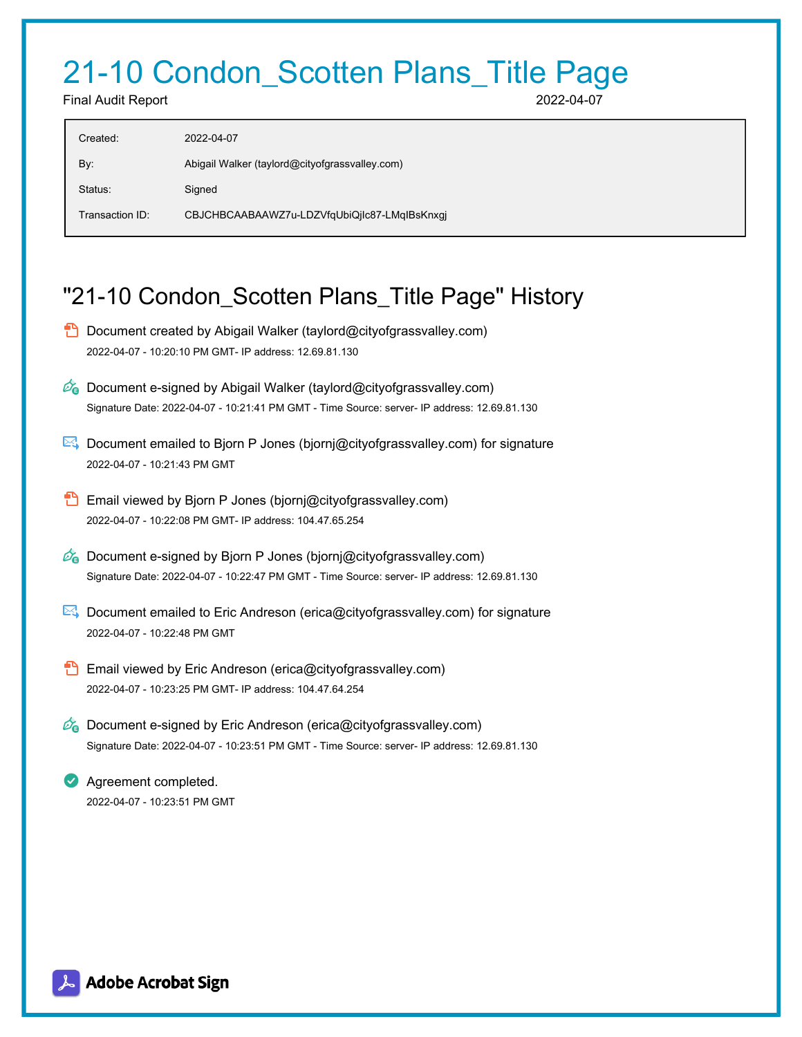# 21-10 Condon_Scotten Plans_Title Page

Final Audit Report 2022-04-07

| | |
|---|---|
| Created: | 2022-04-07 |
| By: | Abigail Walker (taylord@cityofgrassvalley.com) |
| Status: | Signed |
| Transaction ID: | CBJCHBCAABAAWZ7u-LDZVfqUbiQjIc87-LMqIBsKnxgj |

## "21-10 Condon_Scotten Plans_Title Page" History

- Document created by Abigail Walker (taylord@cityofgrassvalley.com)
  2022-04-07 - 10:20:10 PM GMT- IP address: 12.69.81.130

- Document e-signed by Abigail Walker (taylord@cityofgrassvalley.com)
  Signature Date: 2022-04-07 - 10:21:41 PM GMT - Time Source: server- IP address: 12.69.81.130

- Document emailed to Bjorn P Jones (bjornj@cityofgrassvalley.com) for signature
  2022-04-07 - 10:21:43 PM GMT

- Email viewed by Bjorn P Jones (bjornj@cityofgrassvalley.com)
  2022-04-07 - 10:22:08 PM GMT- IP address: 104.47.65.254

- Document e-signed by Bjorn P Jones (bjornj@cityofgrassvalley.com)
  Signature Date: 2022-04-07 - 10:22:47 PM GMT - Time Source: server- IP address: 12.69.81.130

- Document emailed to Eric Andreson (erica@cityofgrassvalley.com) for signature
  2022-04-07 - 10:22:48 PM GMT

- Email viewed by Eric Andreson (erica@cityofgrassvalley.com)
  2022-04-07 - 10:23:25 PM GMT- IP address: 104.47.64.254

- Document e-signed by Eric Andreson (erica@cityofgrassvalley.com)
  Signature Date: 2022-04-07 - 10:23:51 PM GMT - Time Source: server- IP address: 12.69.81.130

- Agreement completed.
  2022-04-07 - 10:23:51 PM GMT

Adobe Acrobat Sign